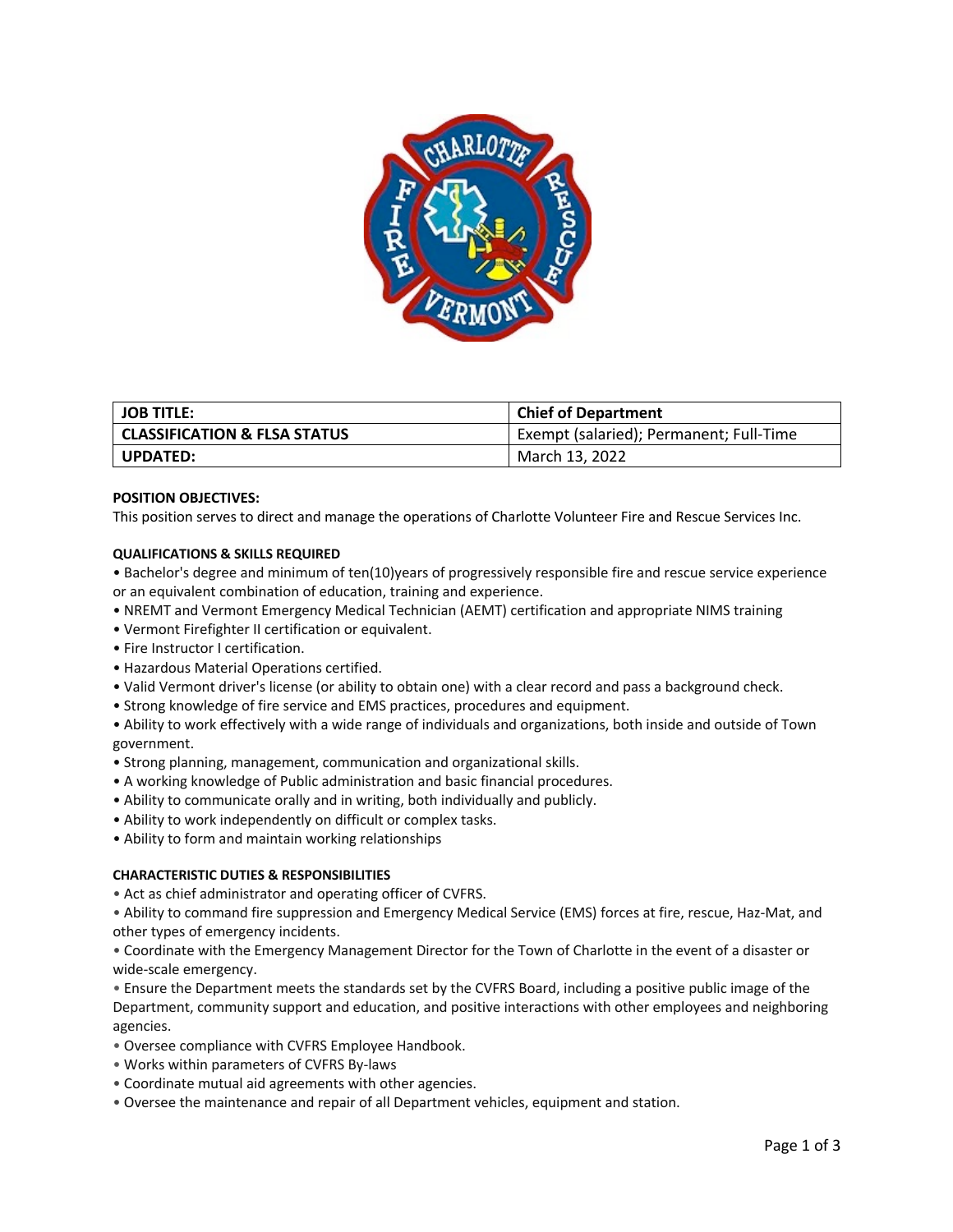| JOB TITLE: | Chief of Department |
| --- | --- |
| CLASSIFICATION & FLSA STATUS | Exempt (salaried); Permanent; Full-Time |
| UPDATED: | March 13, 2022 |

**POSITION OBJECTIVES:**

This position serves to direct and manage the operations of Charlotte Volunteer Fire and Rescue Services Inc.

**QUALIFICATIONS & SKILLS REQUIRED**

- Bachelor's degree and minimum of ten(10)years of progressively responsible fire and rescue service experience or an equivalent combination of education, training and experience.
- NREMT and Vermont Emergency Medical Technician (AEMT) certification and appropriate NIMS training
- Vermont Firefighter II certification or equivalent.
- Fire Instructor I certification.
- Hazardous Material Operations certified.
- Valid Vermont driver's license (or ability to obtain one) with a clear record and pass a background check.
- Strong knowledge of fire service and EMS practices, procedures and equipment.
- Ability to work effectively with a wide range of individuals and organizations, both inside and outside of Town government.
- Strong planning, management, communication and organizational skills.
- A working knowledge of Public administration and basic financial procedures.
- Ability to communicate orally and in writing, both individually and publicly.
- Ability to work independently on difficult or complex tasks.
- Ability to form and maintain working relationships

**CHARACTERISTIC DUTIES & RESPONSIBILITIES**

- Act as chief administrator and operating officer of CVFRS.
- Ability to command fire suppression and Emergency Medical Service (EMS) forces at fire, rescue, Haz-Mat, and other types of emergency incidents.
- Coordinate with the Emergency Management Director for the Town of Charlotte in the event of a disaster or wide-scale emergency.
- Ensure the Department meets the standards set by the CVFRS Board, including a positive public image of the Department, community support and education, and positive interactions with other employees and neighboring agencies.
- Oversee compliance with CVFRS Employee Handbook.
- Works within parameters of CVFRS By-laws
- Coordinate mutual aid agreements with other agencies.
- Oversee the maintenance and repair of all Department vehicles, equipment and station.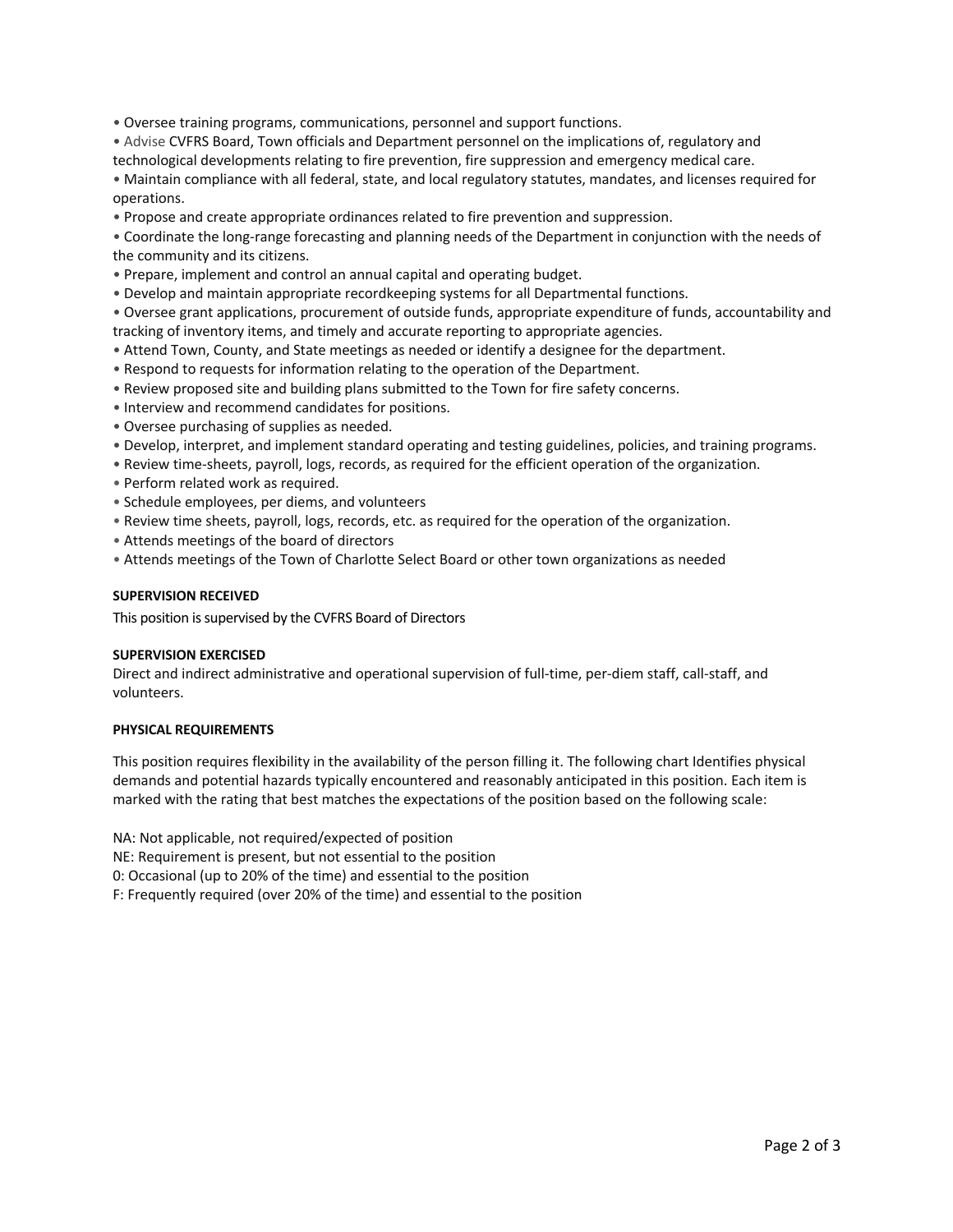- Oversee training programs, communications, personnel and support functions.
- Advise CVFRS Board, Town officials and Department personnel on the implications of, regulatory and technological developments relating to fire prevention, fire suppression and emergency medical care.
- Maintain compliance with all federal, state, and local regulatory statutes, mandates, and licenses required for operations.
- Propose and create appropriate ordinances related to fire prevention and suppression.
- Coordinate the long-range forecasting and planning needs of the Department in conjunction with the needs of the community and its citizens.
- Prepare, implement and control an annual capital and operating budget.
- Develop and maintain appropriate recordkeeping systems for all Departmental functions.
- Oversee grant applications, procurement of outside funds, appropriate expenditure of funds, accountability and tracking of inventory items, and timely and accurate reporting to appropriate agencies.
- Attend Town, County, and State meetings as needed or identify a designee for the department.
- Respond to requests for information relating to the operation of the Department.
- Review proposed site and building plans submitted to the Town for fire safety concerns.
- Interview and recommend candidates for positions.
- Oversee purchasing of supplies as needed.
- Develop, interpret, and implement standard operating and testing guidelines, policies, and training programs.
- Review time-sheets, payroll, logs, records, as required for the efficient operation of the organization.
- Perform related work as required.
- Schedule employees, per diems, and volunteers
- Review time sheets, payroll, logs, records, etc. as required for the operation of the organization.
- Attends meetings of the board of directors
- Attends meetings of the Town of Charlotte Select Board or other town organizations as needed

**SUPERVISION RECEIVED**

This position is supervised by the CVFRS Board of Directors

**SUPERVISION EXERCISED**

Direct and indirect administrative and operational supervision of full-time, per-diem staff, call-staff, and volunteers.

**PHYSICAL REQUIREMENTS**

This position requires flexibility in the availability of the person filling it. The following chart Identifies physical demands and potential hazards typically encountered and reasonably anticipated in this position. Each item is marked with the rating that best matches the expectations of the position based on the following scale:

NA: Not applicable, not required/expected of position
NE: Requirement is present, but not essential to the position
0: Occasional (up to 20% of the time) and essential to the position
F: Frequently required (over 20% of the time) and essential to the position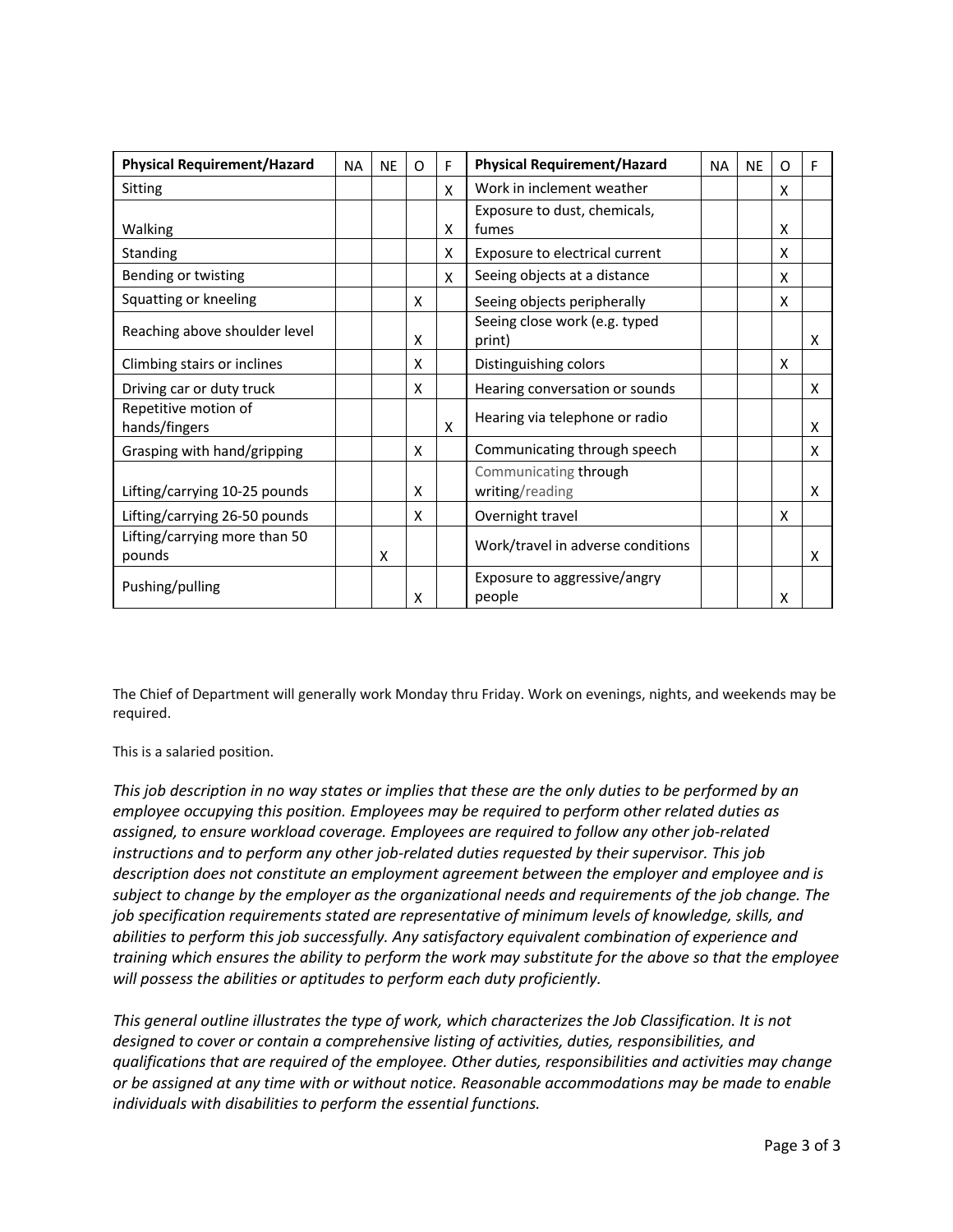| Physical Requirement/Hazard | NA | NE | O | F | Physical Requirement/Hazard | NA | NE | O | F |
|---|---|---|---|---|---|---|---|---|---|
| Sitting | | | | X | Work in inclement weather | | | X | |
| Walking | | | | X | Exposure to dust, chemicals, fumes | | | X | |
| Standing | | | | X | Exposure to electrical current | | | X | |
| Bending or twisting | | | | X | Seeing objects at a distance | | | X | |
| Squatting or kneeling | | | X | | Seeing objects peripherally | | | X | |
| Reaching above shoulder level | | | X | | Seeing close work (e.g. typed print) | | | | X |
| Climbing stairs or inclines | | | X | | Distinguishing colors | | | X | |
| Driving car or duty truck | | | X | | Hearing conversation or sounds | | | | X |
| Repetitive motion of hands/fingers | | | | X | Hearing via telephone or radio | | | | X |
| Grasping with hand/gripping | | | X | | Communicating through speech | | | | X |
| Lifting/carrying 10-25 pounds | | | X | | Communicating through writing/reading | | | | X |
| Lifting/carrying 26-50 pounds | | | X | | Overnight travel | | | X | |
| Lifting/carrying more than 50 pounds | | X | | | Work/travel in adverse conditions | | | | X |
| Pushing/pulling | | | X | | Exposure to aggressive/angry people | | | X | |

The Chief of Department will generally work Monday thru Friday. Work on evenings, nights, and weekends may be required.

This is a salaried position.

*This job description in no way states or implies that these are the only duties to be performed by an employee occupying this position. Employees may be required to perform other related duties as assigned, to ensure workload coverage. Employees are required to follow any other job-related instructions and to perform any other job-related duties requested by their supervisor. This job description does not constitute an employment agreement between the employer and employee and is subject to change by the employer as the organizational needs and requirements of the job change. The job specification requirements stated are representative of minimum levels of knowledge, skills, and abilities to perform this job successfully. Any satisfactory equivalent combination of experience and training which ensures the ability to perform the work may substitute for the above so that the employee will possess the abilities or aptitudes to perform each duty proficiently.*

*This general outline illustrates the type of work, which characterizes the Job Classification. It is not designed to cover or contain a comprehensive listing of activities, duties, responsibilities, and qualifications that are required of the employee. Other duties, responsibilities and activities may change or be assigned at any time with or without notice. Reasonable accommodations may be made to enable individuals with disabilities to perform the essential functions.*